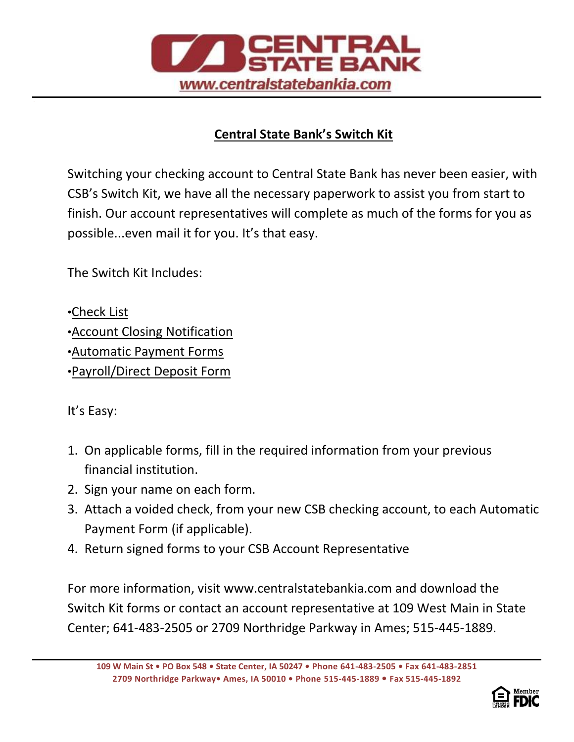# CENTRAL STATE BANK

www.centralstatebankia.com

## Central State Bank's Switch Kit

Switching your checking account to Central State Bank has never been easier, with CSB's Switch Kit, we have all the necessary paperwork to assist you from start to finish. Our account representatives will complete as much of the forms for you as possible...even mail it for you. It's that easy.

The Switch Kit Includes:

- Check List
- Account Closing Notification
- Automatic Payment Forms
- Payroll/Direct Deposit Form

It's Easy:

1. On applicable forms, fill in the required information from your previous financial institution.
2. Sign your name on each form.
3. Attach a voided check, from your new CSB checking account, to each Automatic Payment Form (if applicable).
4. Return signed forms to your CSB Account Representative

For more information, visit www.centralstatebankia.com and download the Switch Kit forms or contact an account representative at 109 West Main in State Center; 641-483-2505 or 2709 Northridge Parkway in Ames; 515-445-1889.

109 W Main St • PO Box 548 • State Center, IA 50247 • Phone 641-483-2505 • Fax 641-483-2851
2709 Northridge Parkway• Ames, IA 50010 • Phone 515-445-1889 • Fax 515-445-1892

Equal Housing Lender • Member FDIC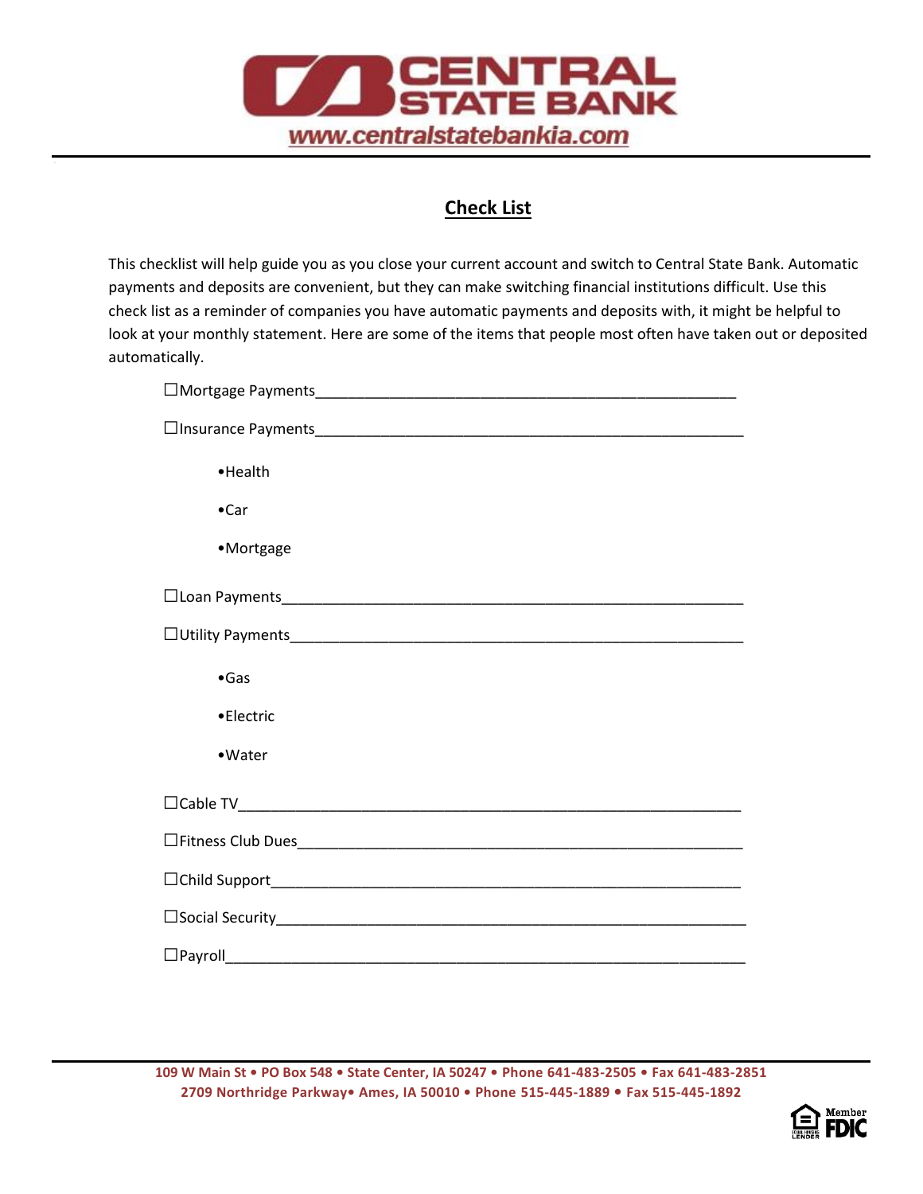CENTRAL STATE BANK

www.centralstatebankia.com

## Check List

This checklist will help guide you as you close your current account and switch to Central State Bank. Automatic payments and deposits are convenient, but they can make switching financial institutions difficult. Use this check list as a reminder of companies you have automatic payments and deposits with, it might be helpful to look at your monthly statement. Here are some of the items that people most often have taken out or deposited automatically.

☐Mortgage Payments_____________________________________________________

☐Insurance Payments_____________________________________________________

- Health
- Car
- Mortgage

☐Loan Payments_________________________________________________________

☐Utility Payments_______________________________________________________

- Gas
- Electric
- Water

☐Cable TV______________________________________________________________

☐Fitness Club Dues______________________________________________________

☐Child Support_________________________________________________________

☐Social Security_________________________________________________________

☐Payroll_______________________________________________________________

109 W Main St • PO Box 548 • State Center, IA 50247 • Phone 641-483-2505 • Fax 641-483-2851
2709 Northridge Parkway• Ames, IA 50010 • Phone 515-445-1889 • Fax 515-445-1892

Equal Housing Lender • Member FDIC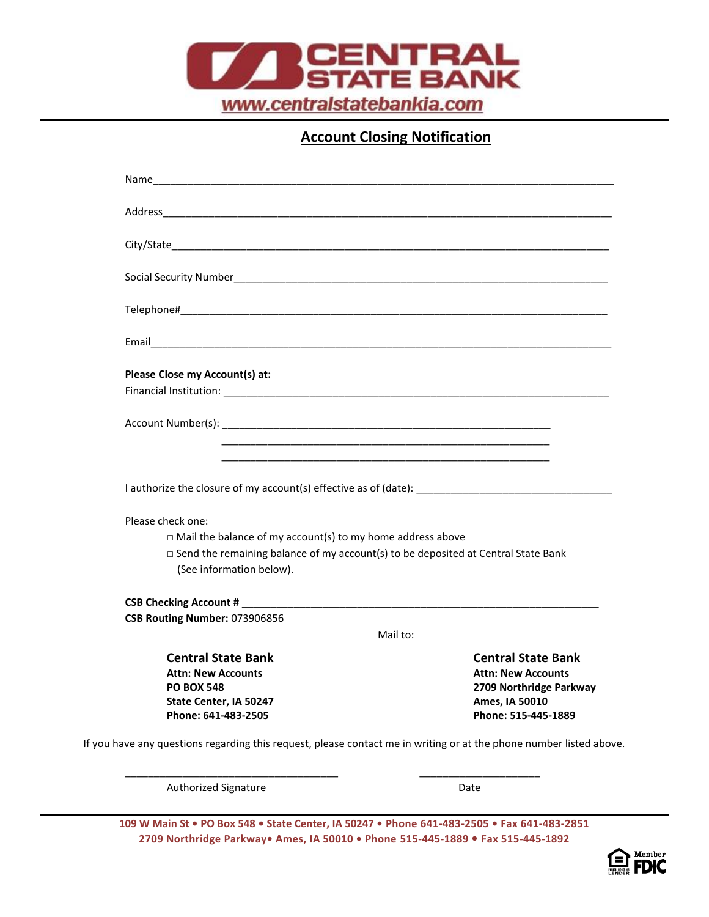# CENTRAL STATE BANK

www.centralstatebankia.com

## Account Closing Notification

Name_______________________________________________________________________________

Address_____________________________________________________________________________

City/State___________________________________________________________________________

Social Security Number_______________________________________________________________

Telephone#__________________________________________________________________________

Email_______________________________________________________________________________

**Please Close my Account(s) at:**

Financial Institution: ___________________________________________________________________

Account Number(s): _______________________________________________________

_______________________________________________________

_______________________________________________________

I authorize the closure of my account(s) effective as of (date): ______________________________

Please check one:

- □ Mail the balance of my account(s) to my home address above
- □ Send the remaining balance of my account(s) to be deposited at Central State Bank (See information below).

**CSB Checking Account #** ____________________________________________________________

**CSB Routing Number:** 073906856

Mail to:

**Central State Bank**
**Attn: New Accounts**
**PO BOX 548**
**State Center, IA 50247**
**Phone: 641-483-2505**

**Central State Bank**
**Attn: New Accounts**
**2709 Northridge Parkway**
**Ames, IA 50010**
**Phone: 515-445-1889**

If you have any questions regarding this request, please contact me in writing or at the phone number listed above.

___________________________________ ____________________

Authorized Signature Date

**109 W Main St • PO Box 548 • State Center, IA 50247 • Phone 641-483-2505 • Fax 641-483-2851**
**2709 Northridge Parkway• Ames, IA 50010 • Phone 515-445-1889 • Fax 515-445-1892**

Member FDIC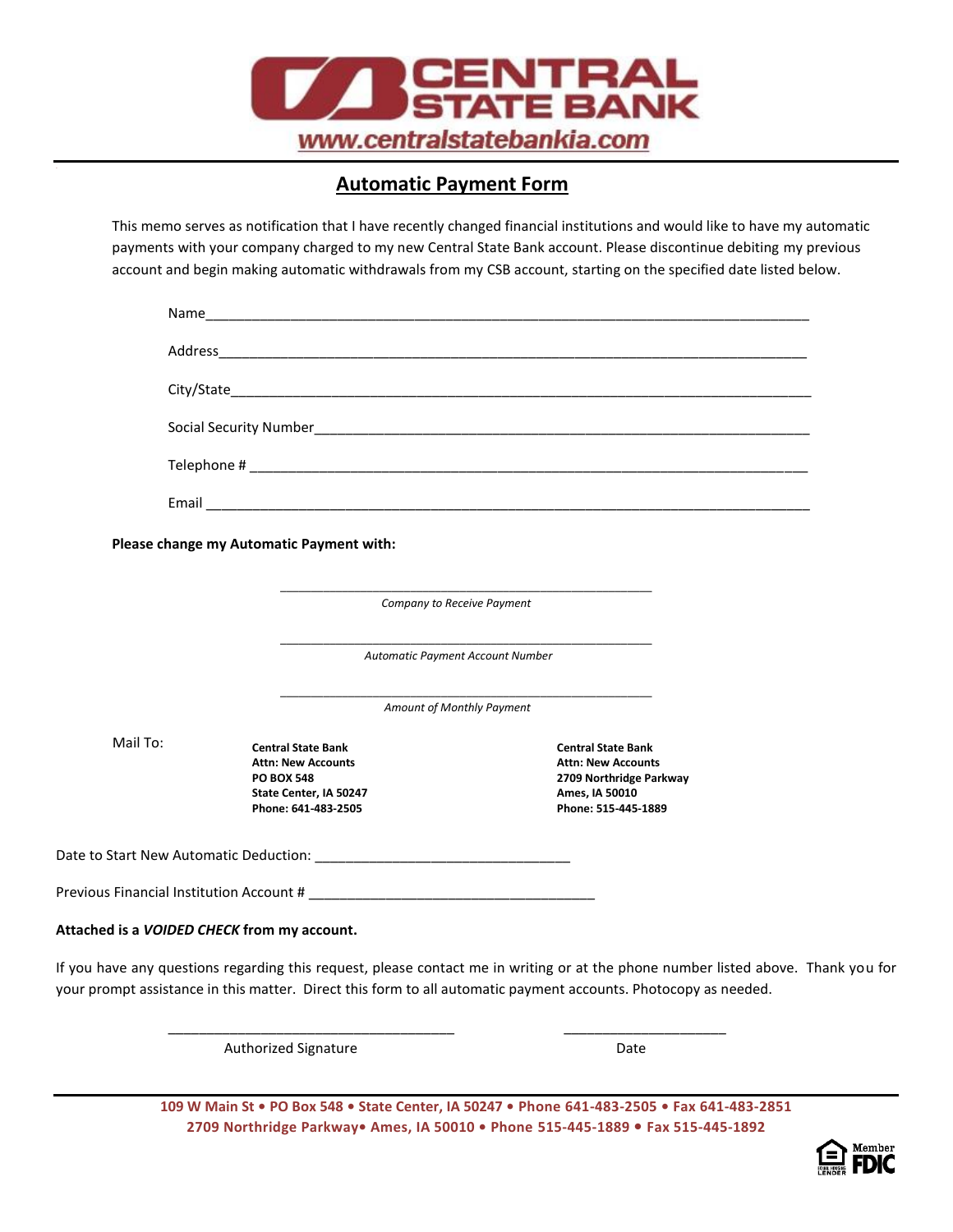# CENTRAL STATE BANK

www.centralstatebankia.com

## Automatic Payment Form

This memo serves as notification that I have recently changed financial institutions and would like to have my automatic payments with your company charged to my new Central State Bank account. Please discontinue debiting my previous account and begin making automatic withdrawals from my CSB account, starting on the specified date listed below.

Name_______________________________________________________________________________

Address_____________________________________________________________________________

City/State___________________________________________________________________________

Social Security Number_________________________________________________________________

Telephone # _________________________________________________________________________

Email _______________________________________________________________________________

**Please change my Automatic Payment with:**

_______________________________________________
*Company to Receive Payment*

_______________________________________________
*Automatic Payment Account Number*

_______________________________________________
*Amount of Monthly Payment*

Mail To:

**Central State Bank**
**Attn: New Accounts**
**PO BOX 548**
**State Center, IA 50247**
**Phone: 641-483-2505**

**Central State Bank**
**Attn: New Accounts**
**2709 Northridge Parkway**
**Ames, IA 50010**
**Phone: 515-445-1889**

Date to Start New Automatic Deduction: _________________________________

Previous Financial Institution Account # ____________________________________

**Attached is a *VOIDED CHECK* from my account.**

If you have any questions regarding this request, please contact me in writing or at the phone number listed above. Thank you for your prompt assistance in this matter. Direct this form to all automatic payment accounts. Photocopy as needed.

_____________________________________ _____________________
Authorized Signature Date

109 W Main St • PO Box 548 • State Center, IA 50247 • Phone 641-483-2505 • Fax 641-483-2851
2709 Northridge Parkway• Ames, IA 50010 • Phone 515-445-1889 • Fax 515-445-1892

Member FDIC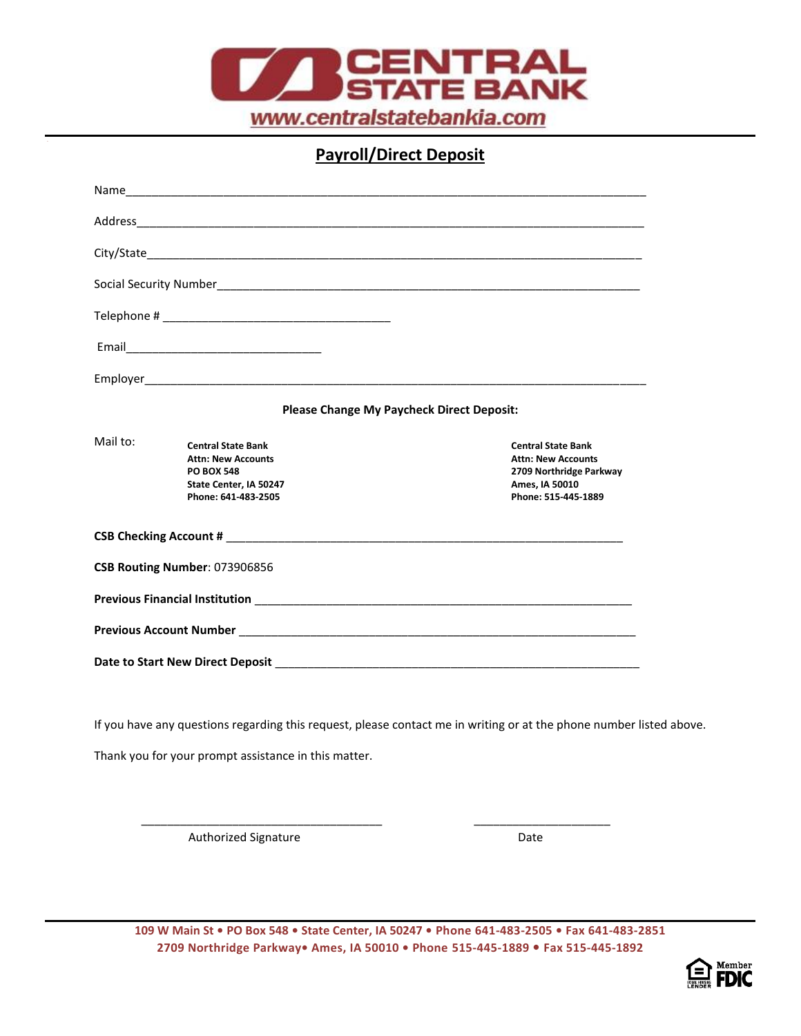# CENTRAL STATE BANK

www.centralstatebankia.com

## Payroll/Direct Deposit

Name\_\_\_\_\_\_\_\_\_\_\_\_\_\_\_\_\_\_\_\_\_\_\_\_\_\_\_\_\_\_\_\_\_\_\_\_\_\_\_\_\_\_\_\_\_\_\_\_\_\_\_\_\_\_\_\_\_\_\_\_\_\_\_\_

Address\_\_\_\_\_\_\_\_\_\_\_\_\_\_\_\_\_\_\_\_\_\_\_\_\_\_\_\_\_\_\_\_\_\_\_\_\_\_\_\_\_\_\_\_\_\_\_\_\_\_\_\_\_\_\_\_\_\_\_\_\_\_

City/State\_\_\_\_\_\_\_\_\_\_\_\_\_\_\_\_\_\_\_\_\_\_\_\_\_\_\_\_\_\_\_\_\_\_\_\_\_\_\_\_\_\_\_\_\_\_\_\_\_\_\_\_\_\_\_\_\_\_\_\_\_\_

Social Security Number\_\_\_\_\_\_\_\_\_\_\_\_\_\_\_\_\_\_\_\_\_\_\_\_\_\_\_\_\_\_\_\_\_\_\_\_\_\_\_\_\_\_\_\_\_\_\_\_\_\_\_\_

Telephone # \_\_\_\_\_\_\_\_\_\_\_\_\_\_\_\_\_\_\_\_\_\_\_\_\_\_\_\_\_\_

Email\_\_\_\_\_\_\_\_\_\_\_\_\_\_\_\_\_\_\_\_\_\_\_\_\_\_\_\_

Employer\_\_\_\_\_\_\_\_\_\_\_\_\_\_\_\_\_\_\_\_\_\_\_\_\_\_\_\_\_\_\_\_\_\_\_\_\_\_\_\_\_\_\_\_\_\_\_\_\_\_\_\_\_\_\_\_\_\_\_\_\_\_

**Please Change My Paycheck Direct Deposit:**

Mail to:

**Central State Bank**
**Attn: New Accounts**
**PO BOX 548**
**State Center, IA 50247**
**Phone: 641-483-2505**

**Central State Bank**
**Attn: New Accounts**
**2709 Northridge Parkway**
**Ames, IA 50010**
**Phone: 515-445-1889**

**CSB Checking Account #** \_\_\_\_\_\_\_\_\_\_\_\_\_\_\_\_\_\_\_\_\_\_\_\_\_\_\_\_\_\_\_\_\_\_\_\_\_\_\_\_\_\_\_\_\_\_\_\_\_\_\_\_

**CSB Routing Number**: 073906856

**Previous Financial Institution** \_\_\_\_\_\_\_\_\_\_\_\_\_\_\_\_\_\_\_\_\_\_\_\_\_\_\_\_\_\_\_\_\_\_\_\_\_\_\_\_\_\_\_\_\_\_\_\_\_\_

**Previous Account Number** \_\_\_\_\_\_\_\_\_\_\_\_\_\_\_\_\_\_\_\_\_\_\_\_\_\_\_\_\_\_\_\_\_\_\_\_\_\_\_\_\_\_\_\_\_\_\_\_\_\_\_\_

**Date to Start New Direct Deposit** \_\_\_\_\_\_\_\_\_\_\_\_\_\_\_\_\_\_\_\_\_\_\_\_\_\_\_\_\_\_\_\_\_\_\_\_\_\_\_\_\_\_\_\_\_\_\_

If you have any questions regarding this request, please contact me in writing or at the phone number listed above.

Thank you for your prompt assistance in this matter.

\_\_\_\_\_\_\_\_\_\_\_\_\_\_\_\_\_\_\_\_\_\_\_\_\_\_\_\_\_\_\_\_ \_\_\_\_\_\_\_\_\_\_\_\_\_\_\_\_\_\_\_\_
Authorized Signature Date

109 W Main St • PO Box 548 • State Center, IA 50247 • Phone 641-483-2505 • Fax 641-483-2851
2709 Northridge Parkway• Ames, IA 50010 • Phone 515-445-1889 • Fax 515-445-1892

Equal Housing Lender Member FDIC